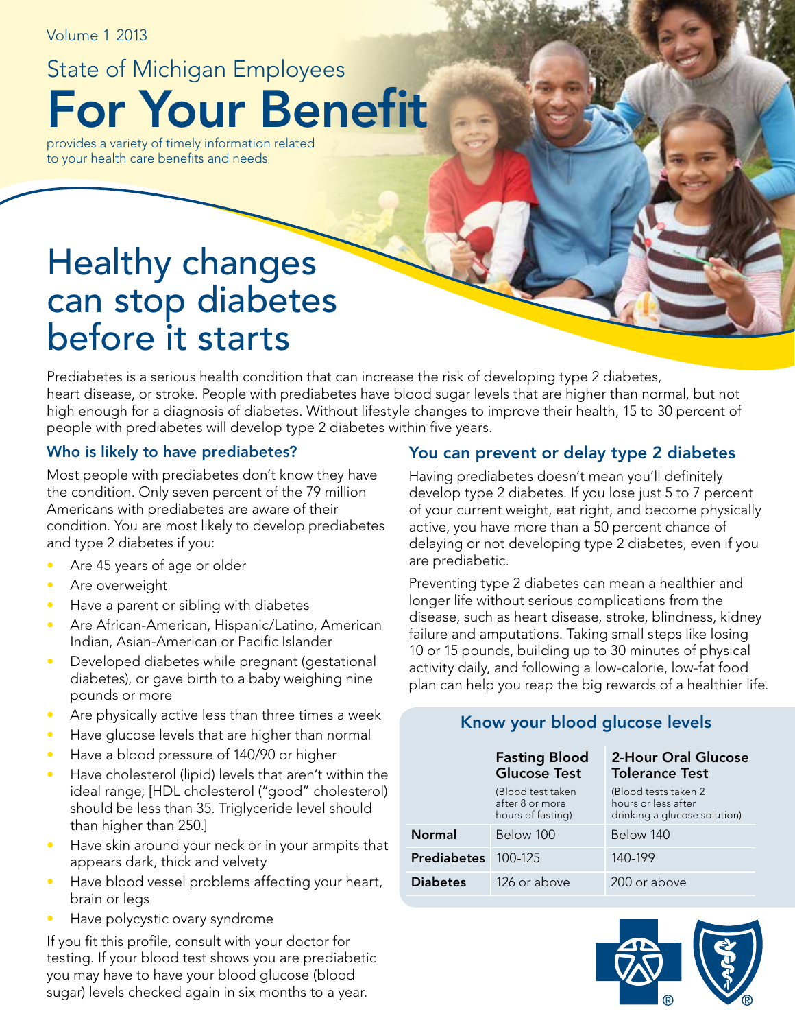Volume 1 2013

State of Michigan Employees

# For Your Benefit

provides a variety of timely information related to your health care benefits and needs

# Healthy changes can stop diabetes before it starts

Prediabetes is a serious health condition that can increase the risk of developing type 2 diabetes, heart disease, or stroke. People with prediabetes have blood sugar levels that are higher than normal, but not high enough for a diagnosis of diabetes. Without lifestyle changes to improve their health, 15 to 30 percent of people with prediabetes will develop type 2 diabetes within five years.

## Who is likely to have prediabetes?

Most people with prediabetes don't know they have the condition. Only seven percent of the 79 million Americans with prediabetes are aware of their condition. You are most likely to develop prediabetes and type 2 diabetes if you:

- Are 45 years of age or older
- Are overweight
- Have a parent or sibling with diabetes
- Are African-American, Hispanic/Latino, American Indian, Asian-American or Pacific Islander
- Developed diabetes while pregnant (gestational diabetes), or gave birth to a baby weighing nine pounds or more
- Are physically active less than three times a week
- Have glucose levels that are higher than normal
- Have a blood pressure of 140/90 or higher
- Have cholesterol (lipid) levels that aren't within the ideal range; [HDL cholesterol ("good" cholesterol) should be less than 35. Triglyceride level should than higher than 250.]
- Have skin around your neck or in your armpits that appears dark, thick and velvety
- Have blood vessel problems affecting your heart, brain or legs
- Have polycystic ovary syndrome

If you fit this profile, consult with your doctor for testing. If your blood test shows you are prediabetic you may have to have your blood glucose (blood sugar) levels checked again in six months to a year.

## You can prevent or delay type 2 diabetes

Having prediabetes doesn't mean you'll definitely develop type 2 diabetes. If you lose just 5 to 7 percent of your current weight, eat right, and become physically active, you have more than a 50 percent chance of delaying or not developing type 2 diabetes, even if you are prediabetic.

Preventing type 2 diabetes can mean a healthier and longer life without serious complications from the disease, such as heart disease, stroke, blindness, kidney failure and amputations. Taking small steps like losing 10 or 15 pounds, building up to 30 minutes of physical activity daily, and following a low-calorie, low-fat food plan can help you reap the big rewards of a healthier life.

### Know your blood glucose levels

| | Fasting Blood Glucose Test (Blood test taken after 8 or more hours of fasting) | 2-Hour Oral Glucose Tolerance Test (Blood tests taken 2 hours or less after drinking a glucose solution) |
|---|---|---|
| **Normal** | Below 100 | Below 140 |
| **Prediabetes** | 100-125 | 140-199 |
| **Diabetes** | 126 or above | 200 or above |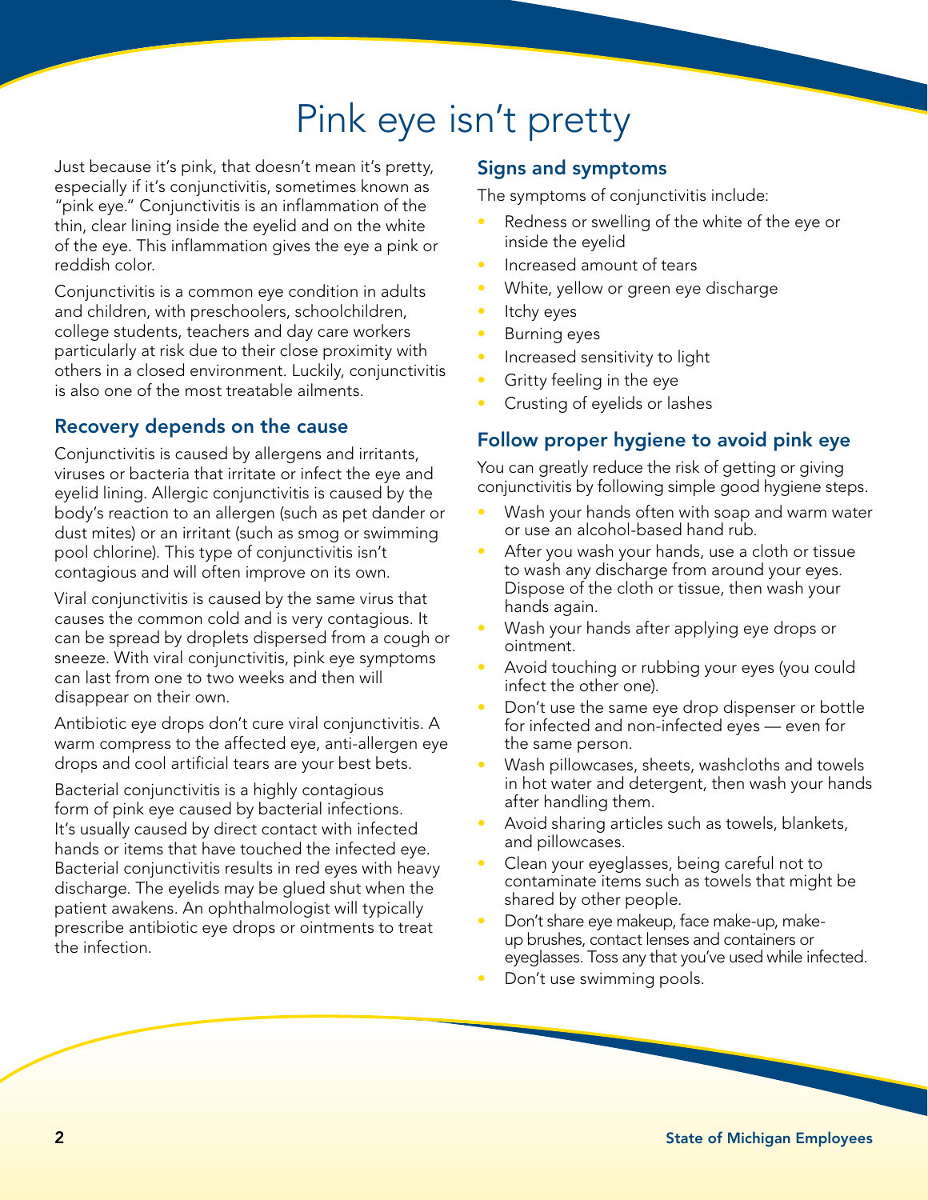# Pink eye isn't pretty

Just because it's pink, that doesn't mean it's pretty, especially if it's conjunctivitis, sometimes known as "pink eye." Conjunctivitis is an inflammation of the thin, clear lining inside the eyelid and on the white of the eye. This inflammation gives the eye a pink or reddish color.

Conjunctivitis is a common eye condition in adults and children, with preschoolers, schoolchildren, college students, teachers and day care workers particularly at risk due to their close proximity with others in a closed environment. Luckily, conjunctivitis is also one of the most treatable ailments.

## Recovery depends on the cause

Conjunctivitis is caused by allergens and irritants, viruses or bacteria that irritate or infect the eye and eyelid lining. Allergic conjunctivitis is caused by the body's reaction to an allergen (such as pet dander or dust mites) or an irritant (such as smog or swimming pool chlorine). This type of conjunctivitis isn't contagious and will often improve on its own.

Viral conjunctivitis is caused by the same virus that causes the common cold and is very contagious. It can be spread by droplets dispersed from a cough or sneeze. With viral conjunctivitis, pink eye symptoms can last from one to two weeks and then will disappear on their own.

Antibiotic eye drops don't cure viral conjunctivitis. A warm compress to the affected eye, anti-allergen eye drops and cool artificial tears are your best bets.

Bacterial conjunctivitis is a highly contagious form of pink eye caused by bacterial infections. It's usually caused by direct contact with infected hands or items that have touched the infected eye. Bacterial conjunctivitis results in red eyes with heavy discharge. The eyelids may be glued shut when the patient awakens. An ophthalmologist will typically prescribe antibiotic eye drops or ointments to treat the infection.

## Signs and symptoms

The symptoms of conjunctivitis include:

- Redness or swelling of the white of the eye or inside the eyelid
- Increased amount of tears
- White, yellow or green eye discharge
- Itchy eyes
- Burning eyes
- Increased sensitivity to light
- Gritty feeling in the eye
- Crusting of eyelids or lashes

## Follow proper hygiene to avoid pink eye

You can greatly reduce the risk of getting or giving conjunctivitis by following simple good hygiene steps.

- Wash your hands often with soap and warm water or use an alcohol-based hand rub.
- After you wash your hands, use a cloth or tissue to wash any discharge from around your eyes. Dispose of the cloth or tissue, then wash your hands again.
- Wash your hands after applying eye drops or ointment.
- Avoid touching or rubbing your eyes (you could infect the other one).
- Don't use the same eye drop dispenser or bottle for infected and non-infected eyes — even for the same person.
- Wash pillowcases, sheets, washcloths and towels in hot water and detergent, then wash your hands after handling them.
- Avoid sharing articles such as towels, blankets, and pillowcases.
- Clean your eyeglasses, being careful not to contaminate items such as towels that might be shared by other people.
- Don't share eye makeup, face make-up, make-up brushes, contact lenses and containers or eyeglasses. Toss any that you've used while infected.
- Don't use swimming pools.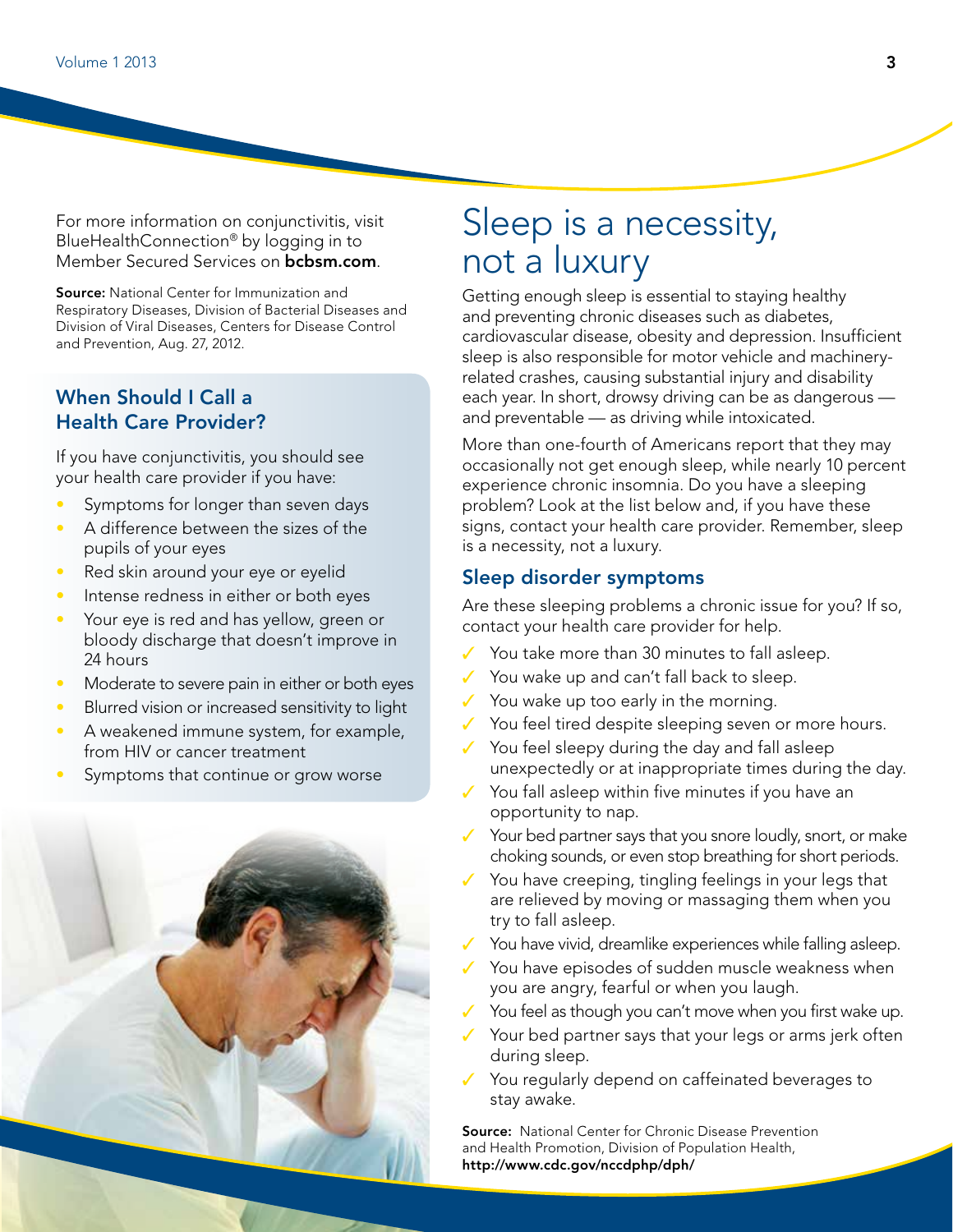For more information on conjunctivitis, visit BlueHealthConnection® by logging in to Member Secured Services on **bcbsm.com**.

**Source:** National Center for Immunization and Respiratory Diseases, Division of Bacterial Diseases and Division of Viral Diseases, Centers for Disease Control and Prevention, Aug. 27, 2012.

### When Should I Call a Health Care Provider?

If you have conjunctivitis, you should see your health care provider if you have:

- Symptoms for longer than seven days
- A difference between the sizes of the pupils of your eyes
- Red skin around your eye or eyelid
- Intense redness in either or both eyes
- Your eye is red and has yellow, green or bloody discharge that doesn't improve in 24 hours
- Moderate to severe pain in either or both eyes
- Blurred vision or increased sensitivity to light
- A weakened immune system, for example, from HIV or cancer treatment
- Symptoms that continue or grow worse

# Sleep is a necessity, not a luxury

Getting enough sleep is essential to staying healthy and preventing chronic diseases such as diabetes, cardiovascular disease, obesity and depression. Insufficient sleep is also responsible for motor vehicle and machinery-related crashes, causing substantial injury and disability each year. In short, drowsy driving can be as dangerous — and preventable — as driving while intoxicated.

More than one-fourth of Americans report that they may occasionally not get enough sleep, while nearly 10 percent experience chronic insomnia. Do you have a sleeping problem? Look at the list below and, if you have these signs, contact your health care provider. Remember, sleep is a necessity, not a luxury.

### Sleep disorder symptoms

Are these sleeping problems a chronic issue for you? If so, contact your health care provider for help.

- ✓ You take more than 30 minutes to fall asleep.
- ✓ You wake up and can't fall back to sleep.
- ✓ You wake up too early in the morning.
- ✓ You feel tired despite sleeping seven or more hours.
- ✓ You feel sleepy during the day and fall asleep unexpectedly or at inappropriate times during the day.
- ✓ You fall asleep within five minutes if you have an opportunity to nap.
- ✓ Your bed partner says that you snore loudly, snort, or make choking sounds, or even stop breathing for short periods.
- ✓ You have creeping, tingling feelings in your legs that are relieved by moving or massaging them when you try to fall asleep.
- ✓ You have vivid, dreamlike experiences while falling asleep.
- ✓ You have episodes of sudden muscle weakness when you are angry, fearful or when you laugh.
- ✓ You feel as though you can't move when you first wake up.
- ✓ Your bed partner says that your legs or arms jerk often during sleep.
- ✓ You regularly depend on caffeinated beverages to stay awake.

**Source:** National Center for Chronic Disease Prevention and Health Promotion, Division of Population Health, **http://www.cdc.gov/nccdphp/dph/**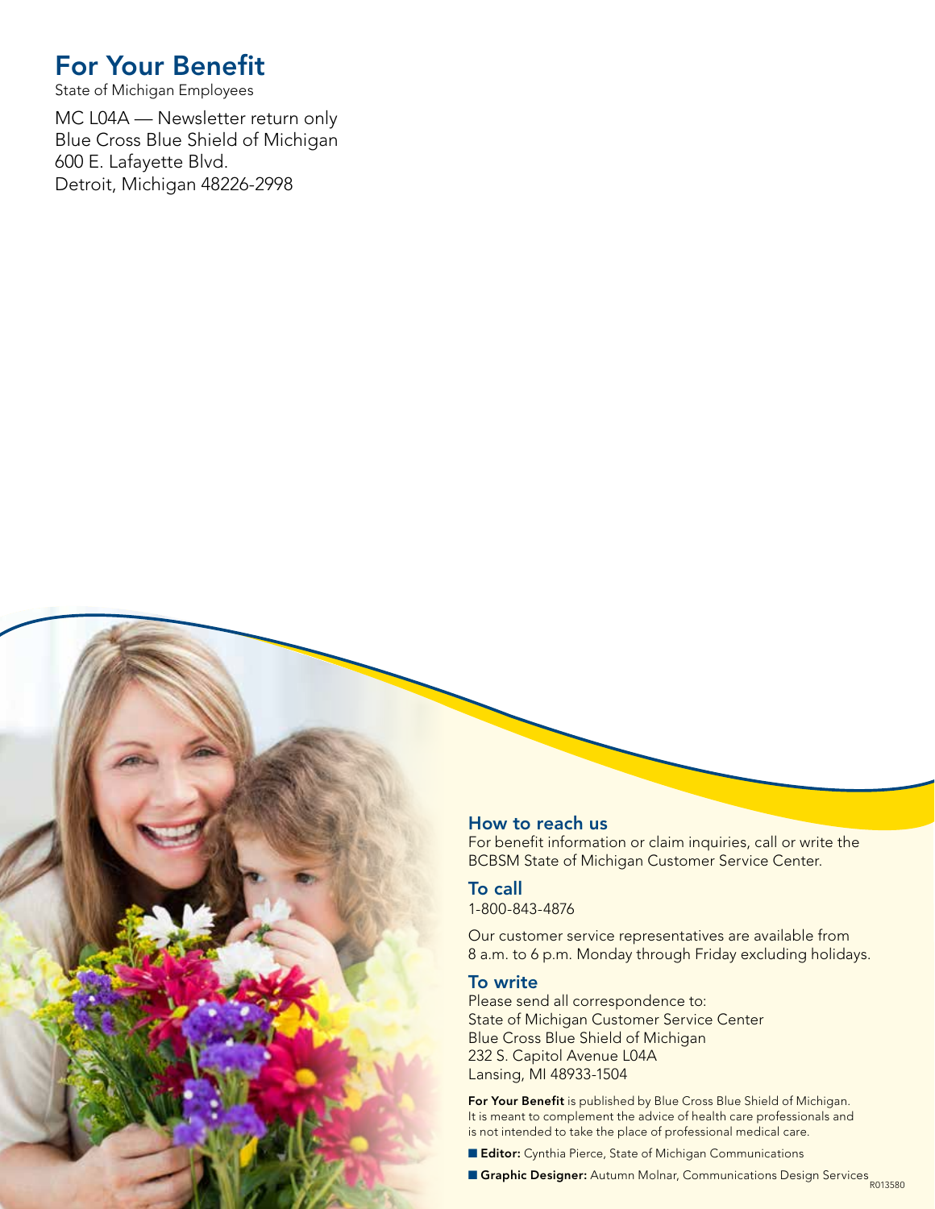# For Your Benefit

State of Michigan Employees

MC L04A — Newsletter return only
Blue Cross Blue Shield of Michigan
600 E. Lafayette Blvd.
Detroit, Michigan 48226-2998

## How to reach us

For benefit information or claim inquiries, call or write the BCBSM State of Michigan Customer Service Center.

## To call

1-800-843-4876

Our customer service representatives are available from 8 a.m. to 6 p.m. Monday through Friday excluding holidays.

## To write

Please send all correspondence to:
State of Michigan Customer Service Center
Blue Cross Blue Shield of Michigan
232 S. Capitol Avenue L04A
Lansing, MI 48933-1504

**For Your Benefit** is published by Blue Cross Blue Shield of Michigan. It is meant to complement the advice of health care professionals and is not intended to take the place of professional medical care.

- **Editor:** Cynthia Pierce, State of Michigan Communications
- **Graphic Designer:** Autumn Molnar, Communications Design Services

R013580